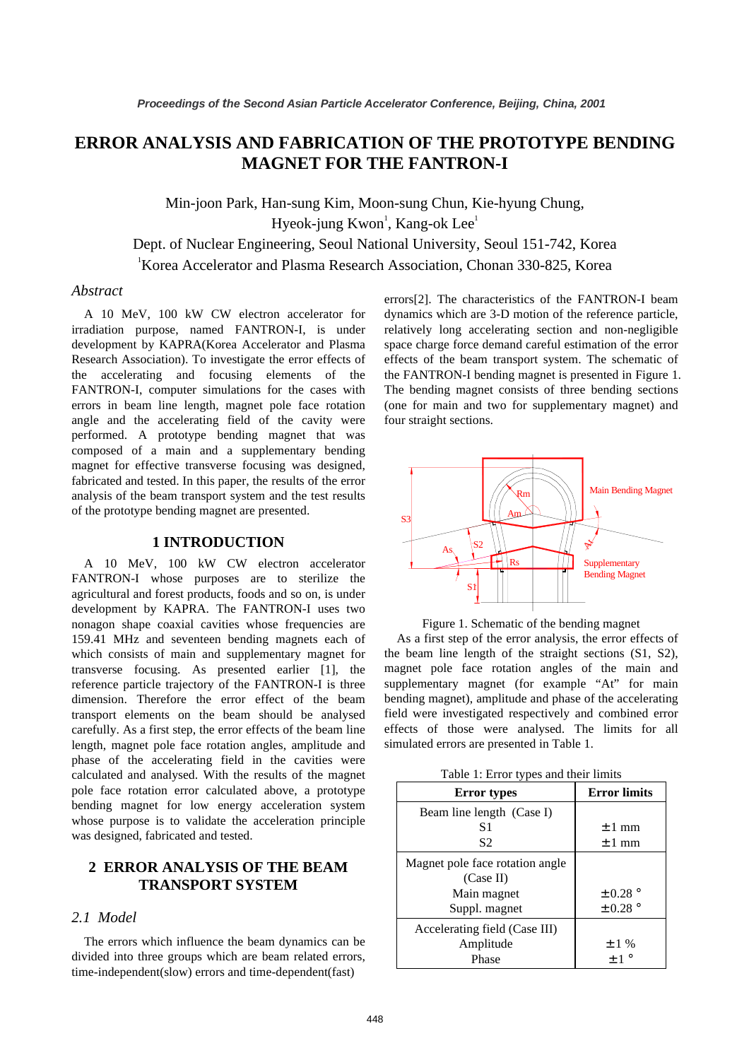# ERROR ANALYSIS AND FABRICATION OF THE PROTOTYPE BENDING MAGNET FOR THE FANTRON-I

Min-joon Park, Han-sung Kim, Moon-sung Chun, Kie-hyung Chung, Hyeok-jung Kwon[1], Kang-ok Lee[1]

Dept. of Nuclear Engineering, Seoul National University, Seoul 151-742, Korea

[1]Korea Accelerator and Plasma Research Association, Chonan 330-825, Korea

## *Abstract*

A 10 MeV, 100 kW CW electron accelerator for irradiation purpose, named FANTRON-I, is under development by KAPRA(Korea Accelerator and Plasma Research Association). To investigate the error effects of the accelerating and focusing elements of the FANTRON-I, computer simulations for the cases with errors in beam line length, magnet pole face rotation angle and the accelerating field of the cavity were performed. A prototype bending magnet that was composed of a main and a supplementary bending magnet for effective transverse focusing was designed, fabricated and tested. In this paper, the results of the error analysis of the beam transport system and the test results of the prototype bending magnet are presented.

## 1 INTRODUCTION

A 10 MeV, 100 kW CW electron accelerator FANTRON-I whose purposes are to sterilize the agricultural and forest products, foods and so on, is under development by KAPRA. The FANTRON-I uses two nonagon shape coaxial cavities whose frequencies are 159.41 MHz and seventeen bending magnets each of which consists of main and supplementary magnet for transverse focusing. As presented earlier [1], the reference particle trajectory of the FANTRON-I is three dimension. Therefore the error effect of the beam transport elements on the beam should be analysed carefully. As a first step, the error effects of the beam line length, magnet pole face rotation angles, amplitude and phase of the accelerating field in the cavities were calculated and analysed. With the results of the magnet pole face rotation error calculated above, a prototype bending magnet for low energy acceleration system whose purpose is to validate the acceleration principle was designed, fabricated and tested.

## 2 ERROR ANALYSIS OF THE BEAM TRANSPORT SYSTEM

### *2.1 Model*

The errors which influence the beam dynamics can be divided into three groups which are beam related errors, time-independent(slow) errors and time-dependent(fast) errors[2]. The characteristics of the FANTRON-I beam dynamics which are 3-D motion of the reference particle, relatively long accelerating section and non-negligible space charge force demand careful estimation of the error effects of the beam transport system. The schematic of the FANTRON-I bending magnet is presented in Figure 1. The bending magnet consists of three bending sections (one for main and two for supplementary magnet) and four straight sections.

Main Bending Magnet
Supplementary Bending Magnet
Rm
Am
At
As
S2
S3
Rs
S1

Figure 1. Schematic of the bending magnet

As a first step of the error analysis, the error effects of the beam line length of the straight sections (S1, S2), magnet pole face rotation angles of the main and supplementary magnet (for example "At" for main bending magnet), amplitude and phase of the accelerating field were investigated respectively and combined error effects of those were analysed. The limits for all simulated errors are presented in Table 1.

Table 1: Error types and their limits

| Error types | Error limits |
|---|---|
| Beam line length (Case I)<br>S1<br>S2 | <br>±1 mm<br>±1 mm |
| Magnet pole face rotation angle (Case II)<br>Main magnet<br>Suppl. magnet | <br>±0.28 °<br>±0.28 ° |
| Accelerating field (Case III)<br>Amplitude<br>Phase | <br>±1 %<br>±1 ° |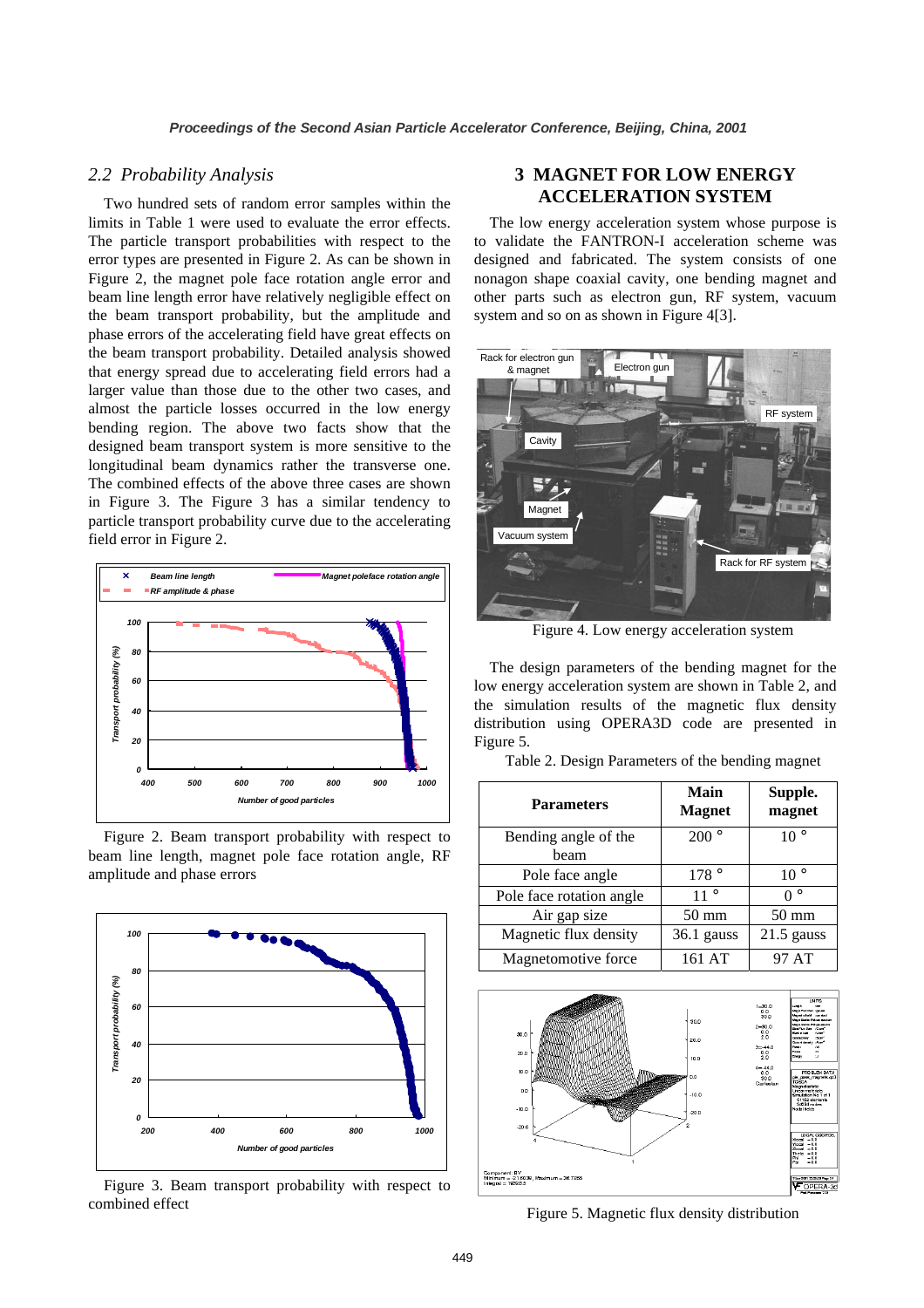### 2.2 Probability Analysis

Two hundred sets of random error samples within the limits in Table 1 were used to evaluate the error effects. The particle transport probabilities with respect to the error types are presented in Figure 2. As can be shown in Figure 2, the magnet pole face rotation angle error and beam line length error have relatively negligible effect on the beam transport probability, but the amplitude and phase errors of the accelerating field have great effects on the beam transport probability. Detailed analysis showed that energy spread due to accelerating field errors had a larger value than those due to the other two cases, and almost the particle losses occurred in the low energy bending region. The above two facts show that the designed beam transport system is more sensitive to the longitudinal beam dynamics rather the transverse one. The combined effects of the above three cases are shown in Figure 3. The Figure 3 has a similar tendency to particle transport probability curve due to the accelerating field error in Figure 2.

Beam line length
Magnet poleface rotation angle
RF amplitude & phase
Transport probability (%)
0
20
40
60
80
100
400
500
600
700
800
900
1000
Number of good particles

Figure 2. Beam transport probability with respect to beam line length, magnet pole face rotation angle, RF amplitude and phase errors

Transport probability (%)
0
20
40
60
80
100
200
400
600
800
1000
Number of good particles

Figure 3. Beam transport probability with respect to combined effect

## 3 MAGNET FOR LOW ENERGY ACCELERATION SYSTEM

The low energy acceleration system whose purpose is to validate the FANTRON-I acceleration scheme was designed and fabricated. The system consists of one nonagon shape coaxial cavity, one bending magnet and other parts such as electron gun, RF system, vacuum system and so on as shown in Figure 4[3].

Rack for electron gun & magnet
Electron gun
RF system
Cavity
Magnet
Vacuum system
Rack for RF system

Figure 4. Low energy acceleration system

The design parameters of the bending magnet for the low energy acceleration system are shown in Table 2, and the simulation results of the magnetic flux density distribution using OPERA3D code are presented in Figure 5.

Table 2. Design Parameters of the bending magnet

| Parameters | Main Magnet | Supple. magnet |
|---|---|---|
| Bending angle of the beam | 200 ° | 10 ° |
| Pole face angle | 178 ° | 10 ° |
| Pole face rotation angle | 11 ° | 0 ° |
| Air gap size | 50 mm | 50 mm |
| Magnetic flux density | 36.1 gauss | 21.5 gauss |
| Magnetomotive force | 161 AT | 97 AT |

Component: BY
Minimum = -21.6039, Maximum = 36.7255
OPERA-3d

Figure 5. Magnetic flux density distribution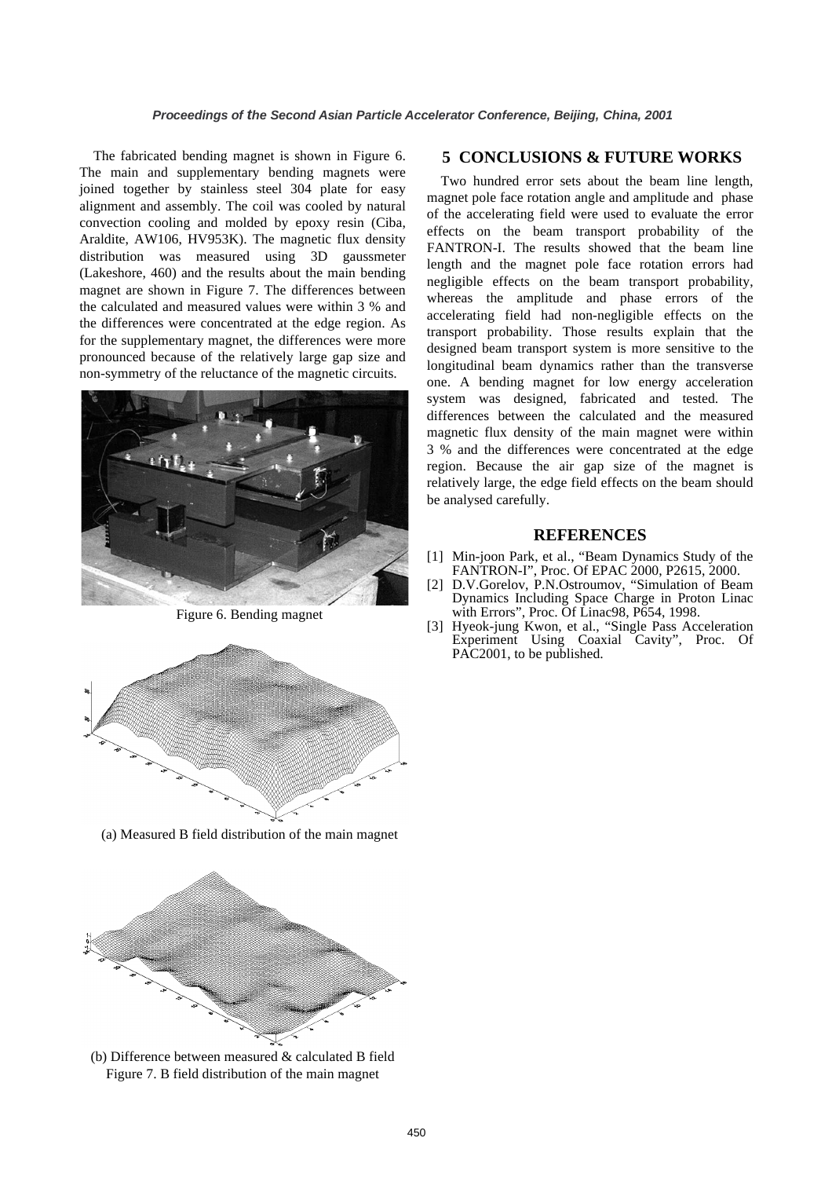The fabricated bending magnet is shown in Figure 6. The main and supplementary bending magnets were joined together by stainless steel 304 plate for easy alignment and assembly. The coil was cooled by natural convection cooling and molded by epoxy resin (Ciba, Araldite, AW106, HV953K). The magnetic flux density distribution was measured using 3D gaussmeter (Lakeshore, 460) and the results about the main bending magnet are shown in Figure 7. The differences between the calculated and measured values were within 3 % and the differences were concentrated at the edge region. As for the supplementary magnet, the differences were more pronounced because of the relatively large gap size and non-symmetry of the reluctance of the magnetic circuits.

Figure 6. Bending magnet

(a) Measured B field distribution of the main magnet

(b) Difference between measured & calculated B field

Figure 7. B field distribution of the main magnet

## 5 CONCLUSIONS & FUTURE WORKS

Two hundred error sets about the beam line length, magnet pole face rotation angle and amplitude and phase of the accelerating field were used to evaluate the error effects on the beam transport probability of the FANTRON-I. The results showed that the beam line length and the magnet pole face rotation errors had negligible effects on the beam transport probability, whereas the amplitude and phase errors of the accelerating field had non-negligible effects on the transport probability. Those results explain that the designed beam transport system is more sensitive to the longitudinal beam dynamics rather than the transverse one. A bending magnet for low energy acceleration system was designed, fabricated and tested. The differences between the calculated and the measured magnetic flux density of the main magnet were within 3 % and the differences were concentrated at the edge region. Because the air gap size of the magnet is relatively large, the edge field effects on the beam should be analysed carefully.

## REFERENCES

[1] Min-joon Park, et al., "Beam Dynamics Study of the FANTRON-I", Proc. Of EPAC 2000, P2615, 2000.

[2] D.V.Gorelov, P.N.Ostroumov, "Simulation of Beam Dynamics Including Space Charge in Proton Linac with Errors", Proc. Of Linac98, P654, 1998.

[3] Hyeok-jung Kwon, et al., "Single Pass Acceleration Experiment Using Coaxial Cavity", Proc. Of PAC2001, to be published.